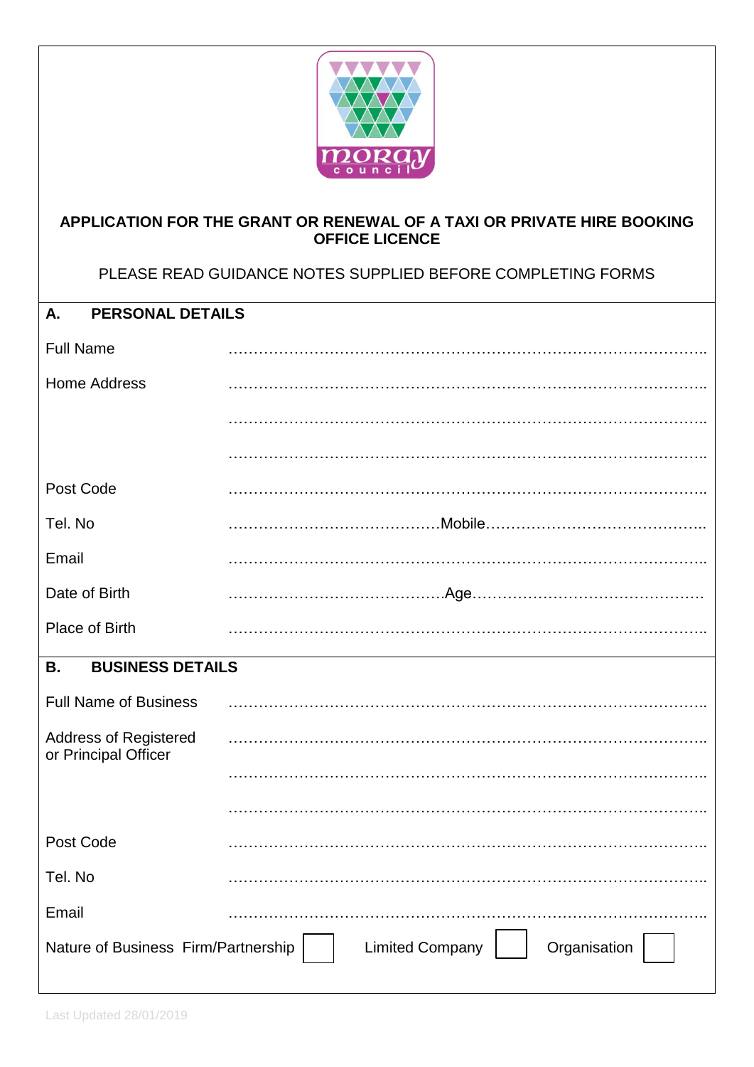# APPLICATION FOR THE GRANT OR RENEWAL OF A TAXI OR PRIVATE HIRE BOOKING OFFICE LICENCE

PLEASE READ GUIDANCE NOTES SUPPLIED BEFORE COMPLETING FORMS

## A. PERSONAL DETAILS

Full Name ……………………………………………………………………………………..

Home Address ……………………………………………………………………………………..

……………………………………………………………………………………..

……………………………………………………………………………………..

Post Code ……………………………………………………………………………………..

Tel. No ……………………………………Mobile……………………………………..

Email ……………………………………………………………………………………..

Date of Birth ……………………………………Age………………………………………

Place of Birth ……………………………………………………………………………………..

## B. BUSINESS DETAILS

Full Name of Business ……………………………………………………………………………………..

Address of Registered or Principal Officer ……………………………………………………………………………………..

……………………………………………………………………………………..

……………………………………………………………………………………..

Post Code ……………………………………………………………………………………..

Tel. No ……………………………………………………………………………………..

Email ……………………………………………………………………………………..

Nature of Business Firm/Partnership ☐ Limited Company ☐ Organisation ☐

Last Updated 28/01/2019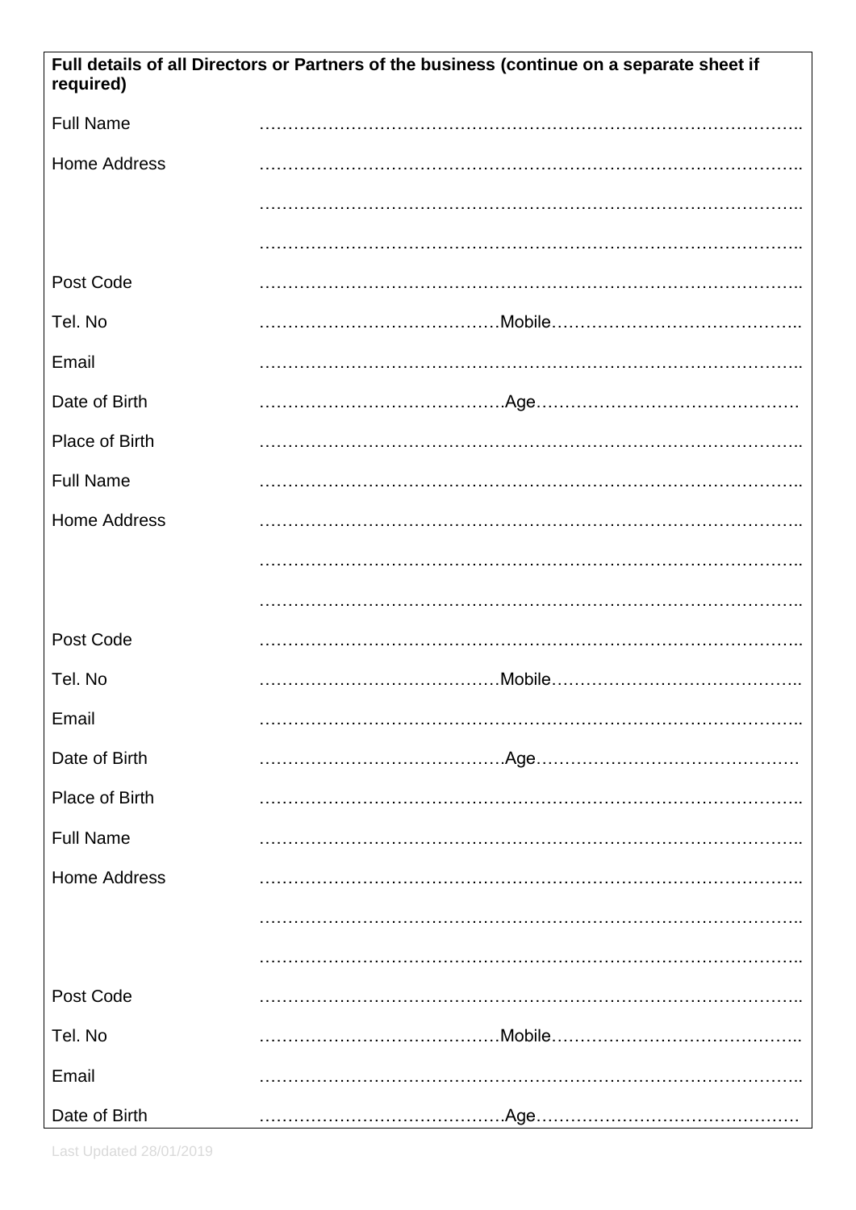**Full details of all Directors or Partners of the business (continue on a separate sheet if required)**

Full Name ……………………………………………………………………………………..

Home Address ……………………………………………………………………………………..

……………………………………………………………………………………..

……………………………………………………………………………………..

Post Code ……………………………………………………………………………………..

Tel. No ……………………………………Mobile……………………………………..

Email ……………………………………………………………………………………..

Date of Birth …………………………………….Age………………………………………

Place of Birth ……………………………………………………………………………………..

Full Name ……………………………………………………………………………………..

Home Address ……………………………………………………………………………………..

……………………………………………………………………………………..

……………………………………………………………………………………..

Post Code ……………………………………………………………………………………..

Tel. No ……………………………………Mobile……………………………………..

Email ……………………………………………………………………………………..

Date of Birth …………………………………….Age………………………………………

Place of Birth ……………………………………………………………………………………..

Full Name ……………………………………………………………………………………..

Home Address ……………………………………………………………………………………..

……………………………………………………………………………………..

……………………………………………………………………………………..

Post Code ……………………………………………………………………………………..

Tel. No ……………………………………Mobile……………………………………..

Email ……………………………………………………………………………………..

Date of Birth …………………………………….Age………………………………………

Last Updated 28/01/2019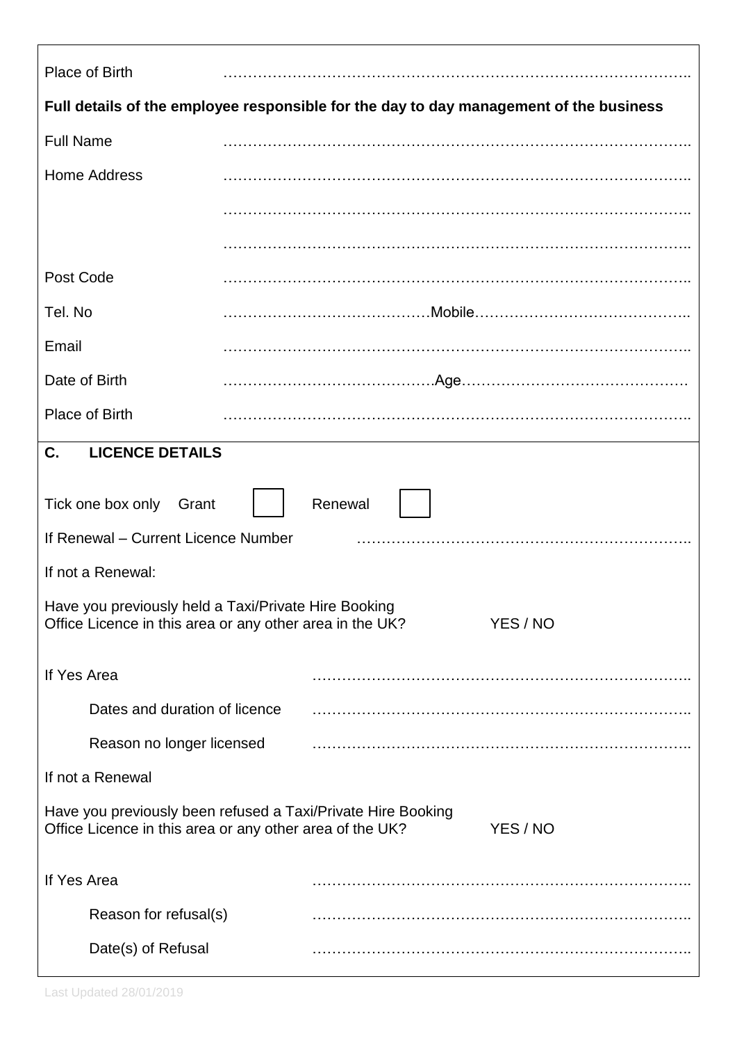Place of Birth ……………………………………………………………………………………..

**Full details of the employee responsible for the day to day management of the business**

Full Name ……………………………………………………………………………………..

Home Address ……………………………………………………………………………………..

……………………………………………………………………………………..

……………………………………………………………………………………..

Post Code ……………………………………………………………………………………..

Tel. No ……………………………………Mobile……………………………………..

Email ……………………………………………………………………………………..

Date of Birth …………………………………….Age……………………………………….

Place of Birth ……………………………………………………………………………………..

## C. LICENCE DETAILS

Tick one box only Grant ☐ Renewal ☐

If Renewal – Current Licence Number ………………………………………………………..

If not a Renewal:

Have you previously held a Taxi/Private Hire Booking Office Licence in this area or any other area in the UK? YES / NO

If Yes Area ………………………………………………………………..

Dates and duration of licence ………………………………………………………………..

Reason no longer licensed ………………………………………………………………..

If not a Renewal

Have you previously been refused a Taxi/Private Hire Booking Office Licence in this area or any other area of the UK? YES / NO

If Yes Area ………………………………………………………………..

Reason for refusal(s) ………………………………………………………………..

Date(s) of Refusal ………………………………………………………………..

Last Updated 28/01/2019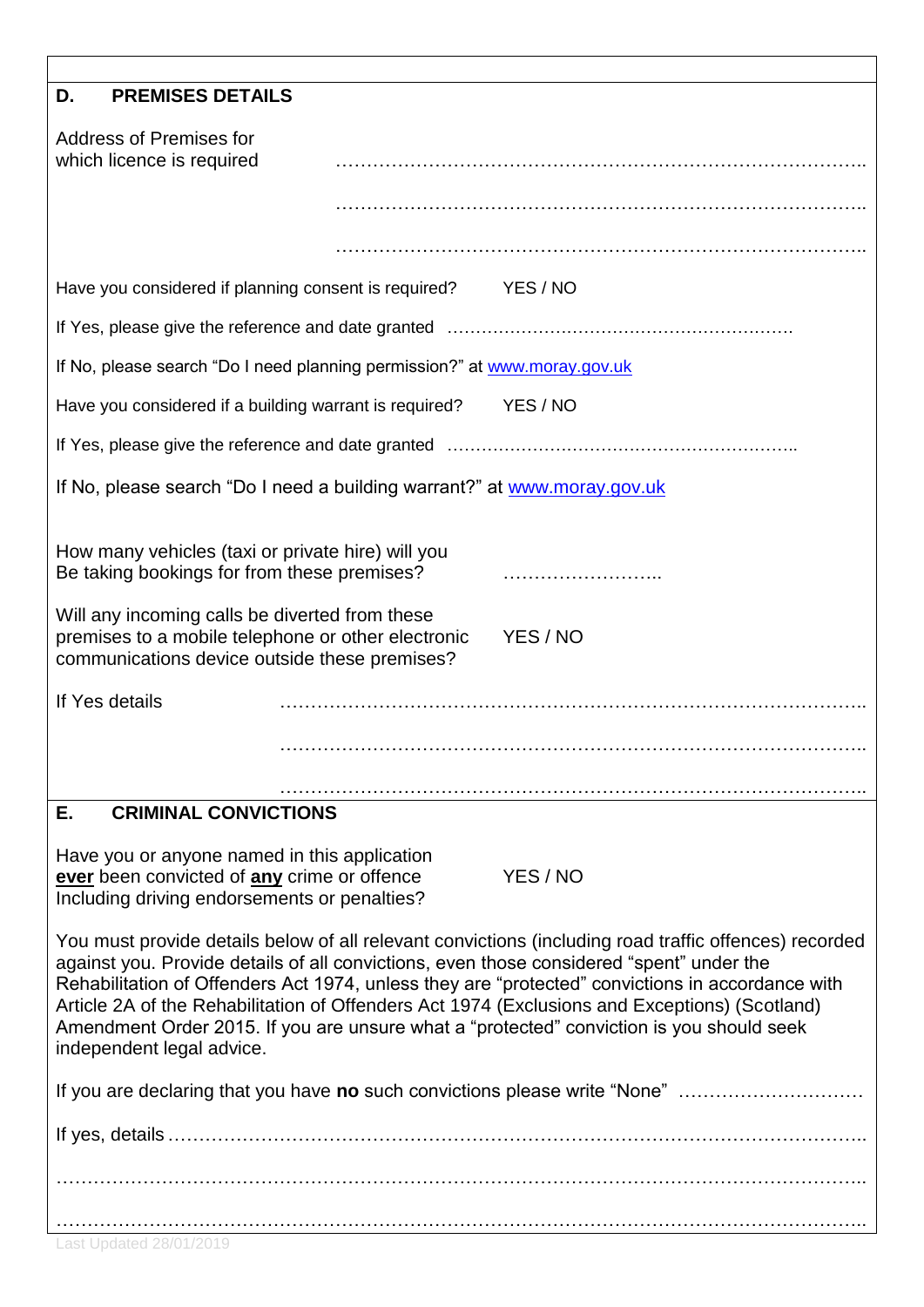## D. PREMISES DETAILS

Address of Premises for which licence is required ……………………………………………………………………………..

……………………………………………………………………………..

……………………………………………………………………………..

Have you considered if planning consent is required? YES / NO

If Yes, please give the reference and date granted …………………………………………………….

If No, please search "Do I need planning permission?" at www.moray.gov.uk

Have you considered if a building warrant is required? YES / NO

If Yes, please give the reference and date granted ……………………………………………………..

If No, please search "Do I need a building warrant?" at www.moray.gov.uk

How many vehicles (taxi or private hire) will you Be taking bookings for from these premises? ……………………..

Will any incoming calls be diverted from these premises to a mobile telephone or other electronic communications device outside these premises? YES / NO

If Yes details ……………………………………………………………………………………..

……………………………………………………………………………………..

……………………………………………………………………………………..

## E. CRIMINAL CONVICTIONS

Have you or anyone named in this application **ever** been convicted of **any** crime or offence Including driving endorsements or penalties? YES / NO

You must provide details below of all relevant convictions (including road traffic offences) recorded against you. Provide details of all convictions, even those considered "spent" under the Rehabilitation of Offenders Act 1974, unless they are "protected" convictions in accordance with Article 2A of the Rehabilitation of Offenders Act 1974 (Exclusions and Exceptions) (Scotland) Amendment Order 2015. If you are unsure what a "protected" conviction is you should seek independent legal advice.

If you are declaring that you have **no** such convictions please write "None" …………………………

If yes, details ………………………………………………………………………………………………..

………………………………………………………………………………………………………………..

………………………………………………………………………………………………………………..

Last Updated 28/01/2019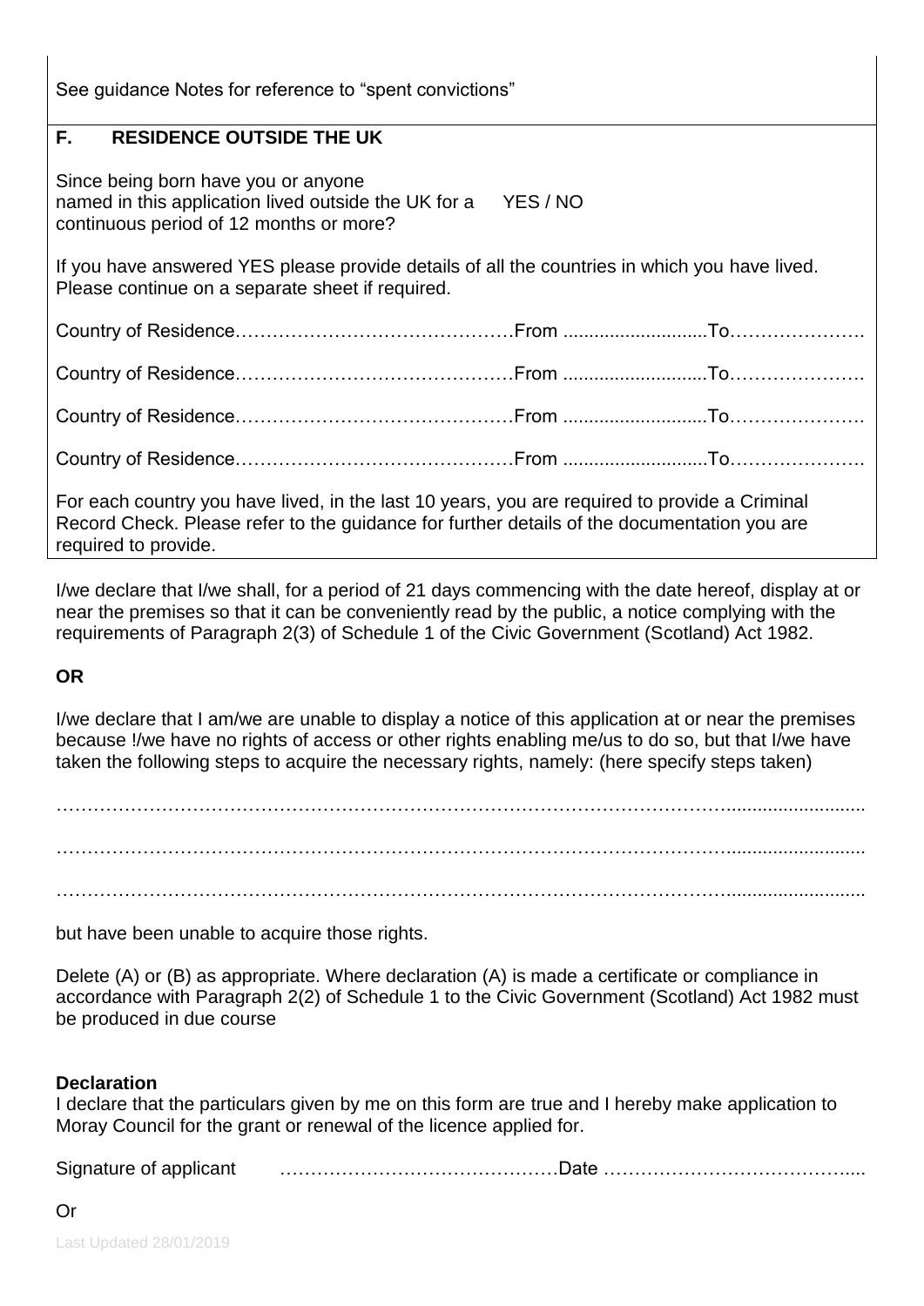See guidance Notes for reference to "spent convictions"

## F. RESIDENCE OUTSIDE THE UK

Since being born have you or anyone named in this application lived outside the UK for a continuous period of 12 months or more? YES / NO

If you have answered YES please provide details of all the countries in which you have lived. Please continue on a separate sheet if required.

Country of Residence……………………………………From ............................To………………….

Country of Residence……………………………………From ............................To………………….

Country of Residence……………………………………From ............................To………………….

Country of Residence……………………………………From ............................To………………….

For each country you have lived, in the last 10 years, you are required to provide a Criminal Record Check. Please refer to the guidance for further details of the documentation you are required to provide.

I/we declare that I/we shall, for a period of 21 days commencing with the date hereof, display at or near the premises so that it can be conveniently read by the public, a notice complying with the requirements of Paragraph 2(3) of Schedule 1 of the Civic Government (Scotland) Act 1982.

**OR**

I/we declare that I am/we are unable to display a notice of this application at or near the premises because !/we have no rights of access or other rights enabling me/us to do so, but that I/we have taken the following steps to acquire the necessary rights, namely: (here specify steps taken)

……………………………………………………………………………………………………………..........................

……………………………………………………………………………………………………………..........................

……………………………………………………………………………………………………………..........................

but have been unable to acquire those rights.

Delete (A) or (B) as appropriate. Where declaration (A) is made a certificate or compliance in accordance with Paragraph 2(2) of Schedule 1 to the Civic Government (Scotland) Act 1982 must be produced in due course

**Declaration**

I declare that the particulars given by me on this form are true and I hereby make application to Moray Council for the grant or renewal of the licence applied for.

Signature of applicant ……………………………………Date …………………………………....

Or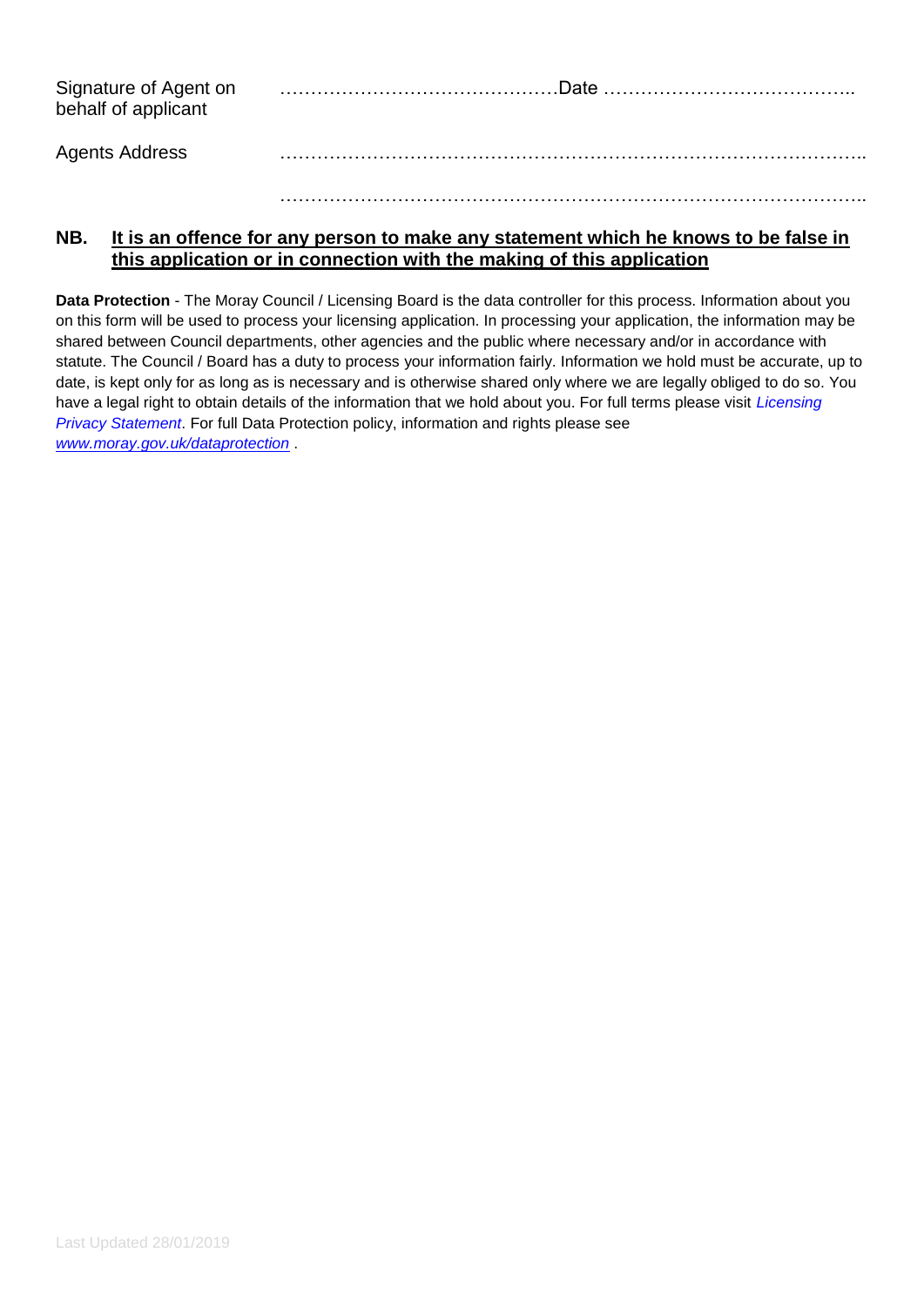| | |
|---|---|
| Signature of Agent on behalf of applicant | ………………………………………Date ………………………………….. |
| Agents Address | …………………………………………………………………………………….. |
| | …………………………………………………………………………………….. |

**NB. <u>It is an offence for any person to make any statement which he knows to be false in this application or in connection with the making of this application</u>**

**Data Protection** - The Moray Council / Licensing Board is the data controller for this process. Information about you on this form will be used to process your licensing application. In processing your application, the information may be shared between Council departments, other agencies and the public where necessary and/or in accordance with statute. The Council / Board has a duty to process your information fairly. Information we hold must be accurate, up to date, is kept only for as long as is necessary and is otherwise shared only where we are legally obliged to do so. You have a legal right to obtain details of the information that we hold about you. For full terms please visit *Licensing Privacy Statement*. For full Data Protection policy, information and rights please see *www.moray.gov.uk/dataprotection* .

Last Updated 28/01/2019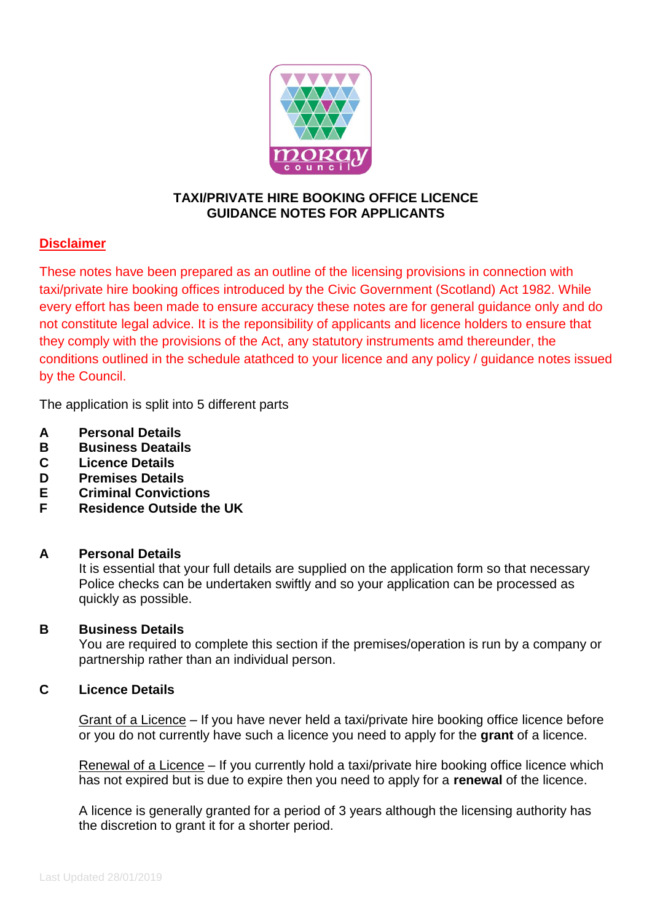**TAXI/PRIVATE HIRE BOOKING OFFICE LICENCE**
**GUIDANCE NOTES FOR APPLICANTS**

## Disclaimer

These notes have been prepared as an outline of the licensing provisions in connection with taxi/private hire booking offices introduced by the Civic Government (Scotland) Act 1982. While every effort has been made to ensure accuracy these notes are for general guidance only and do not constitute legal advice. It is the reponsibility of applicants and licence holders to ensure that they comply with the provisions of the Act, any statutory instruments amd thereunder, the conditions outlined in the schedule atathced to your licence and any policy / guidance notes issued by the Council.

The application is split into 5 different parts

- **A** **Personal Details**
- **B** **Business Deatails**
- **C** **Licence Details**
- **D** **Premises Details**
- **E** **Criminal Convictions**
- **F** **Residence Outside the UK**

### A Personal Details

It is essential that your full details are supplied on the application form so that necessary Police checks can be undertaken swiftly and so your application can be processed as quickly as possible.

### B Business Details

You are required to complete this section if the premises/operation is run by a company or partnership rather than an individual person.

### C Licence Details

Grant of a Licence – If you have never held a taxi/private hire booking office licence before or you do not currently have such a licence you need to apply for the **grant** of a licence.

Renewal of a Licence – If you currently hold a taxi/private hire booking office licence which has not expired but is due to expire then you need to apply for a **renewal** of the licence.

A licence is generally granted for a period of 3 years although the licensing authority has the discretion to grant it for a shorter period.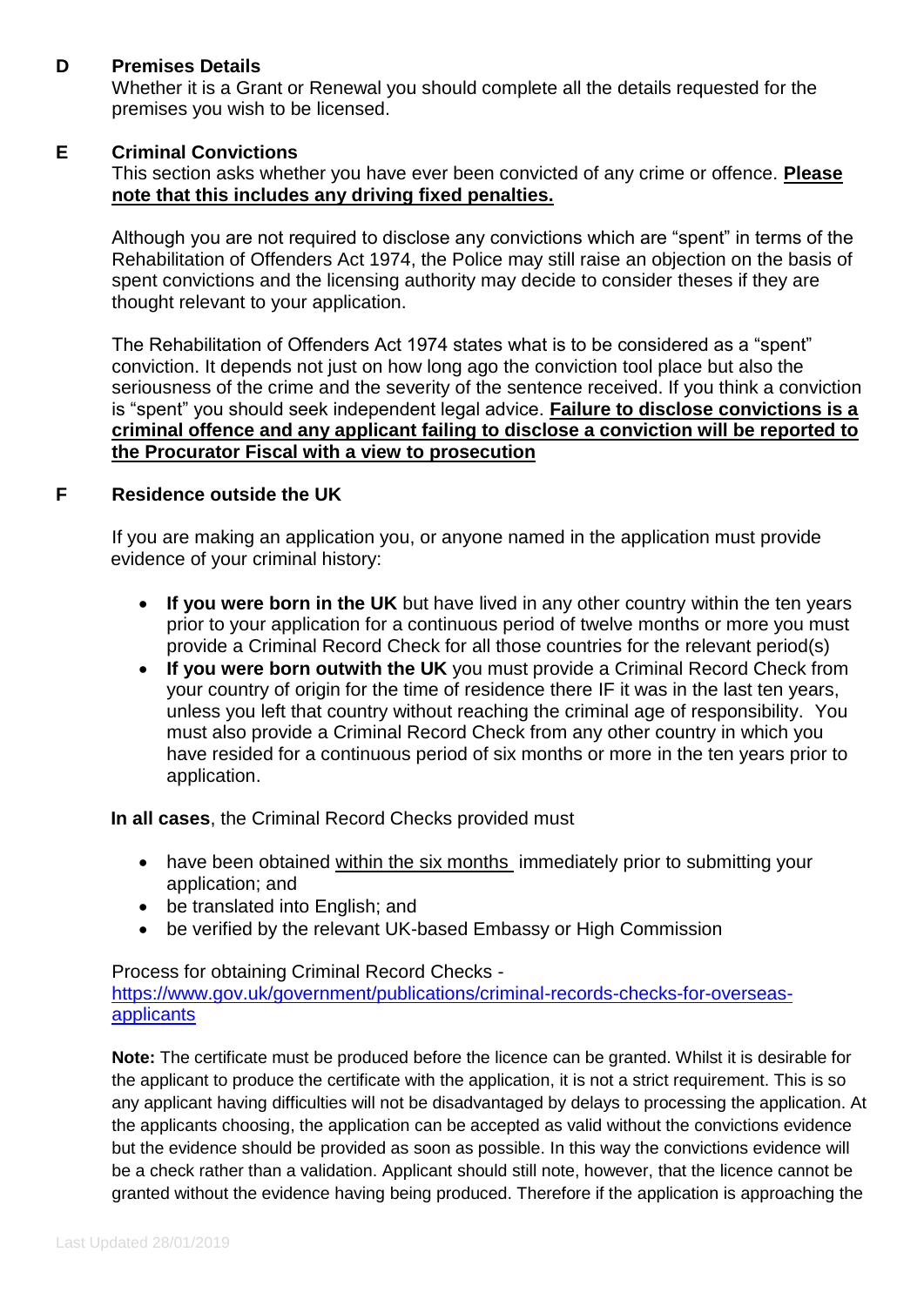## D Premises Details

Whether it is a Grant or Renewal you should complete all the details requested for the premises you wish to be licensed.

## E Criminal Convictions

This section asks whether you have ever been convicted of any crime or offence. **Please note that this includes any driving fixed penalties.**

Although you are not required to disclose any convictions which are "spent" in terms of the Rehabilitation of Offenders Act 1974, the Police may still raise an objection on the basis of spent convictions and the licensing authority may decide to consider theses if they are thought relevant to your application.

The Rehabilitation of Offenders Act 1974 states what is to be considered as a "spent" conviction. It depends not just on how long ago the conviction tool place but also the seriousness of the crime and the severity of the sentence received. If you think a conviction is "spent" you should seek independent legal advice. **Failure to disclose convictions is a criminal offence and any applicant failing to disclose a conviction will be reported to the Procurator Fiscal with a view to prosecution**

## F Residence outside the UK

If you are making an application you, or anyone named in the application must provide evidence of your criminal history:

- **If you were born in the UK** but have lived in any other country within the ten years prior to your application for a continuous period of twelve months or more you must provide a Criminal Record Check for all those countries for the relevant period(s)
- **If you were born outwith the UK** you must provide a Criminal Record Check from your country of origin for the time of residence there IF it was in the last ten years, unless you left that country without reaching the criminal age of responsibility. You must also provide a Criminal Record Check from any other country in which you have resided for a continuous period of six months or more in the ten years prior to application.

**In all cases**, the Criminal Record Checks provided must

- have been obtained within the six months immediately prior to submitting your application; and
- be translated into English; and
- be verified by the relevant UK-based Embassy or High Commission

Process for obtaining Criminal Record Checks - https://www.gov.uk/government/publications/criminal-records-checks-for-overseas-applicants

**Note:** The certificate must be produced before the licence can be granted. Whilst it is desirable for the applicant to produce the certificate with the application, it is not a strict requirement. This is so any applicant having difficulties will not be disadvantaged by delays to processing the application. At the applicants choosing, the application can be accepted as valid without the convictions evidence but the evidence should be provided as soon as possible. In this way the convictions evidence will be a check rather than a validation. Applicant should still note, however, that the licence cannot be granted without the evidence having being produced. Therefore if the application is approaching the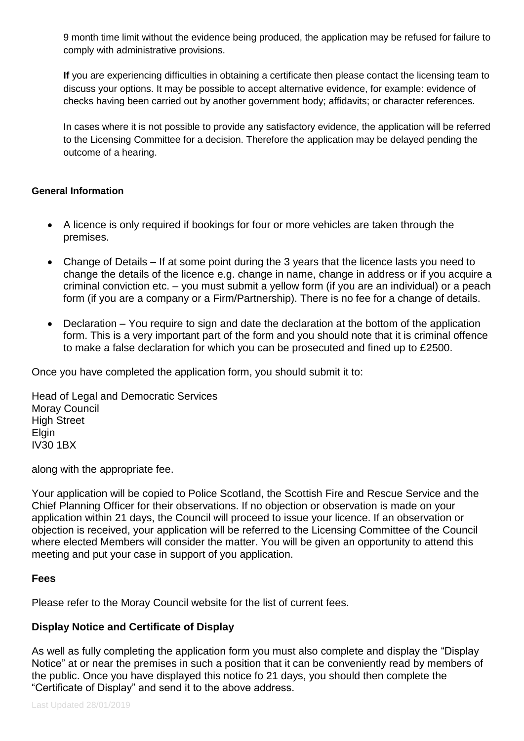9 month time limit without the evidence being produced, the application may be refused for failure to comply with administrative provisions.

**If** you are experiencing difficulties in obtaining a certificate then please contact the licensing team to discuss your options. It may be possible to accept alternative evidence, for example: evidence of checks having been carried out by another government body; affidavits; or character references.

In cases where it is not possible to provide any satisfactory evidence, the application will be referred to the Licensing Committee for a decision. Therefore the application may be delayed pending the outcome of a hearing.

**General Information**

- A licence is only required if bookings for four or more vehicles are taken through the premises.
- Change of Details – If at some point during the 3 years that the licence lasts you need to change the details of the licence e.g. change in name, change in address or if you acquire a criminal conviction etc. – you must submit a yellow form (if you are an individual) or a peach form (if you are a company or a Firm/Partnership). There is no fee for a change of details.
- Declaration – You require to sign and date the declaration at the bottom of the application form. This is a very important part of the form and you should note that it is criminal offence to make a false declaration for which you can be prosecuted and fined up to £2500.

Once you have completed the application form, you should submit it to:

Head of Legal and Democratic Services
Moray Council
High Street
Elgin
IV30 1BX

along with the appropriate fee.

Your application will be copied to Police Scotland, the Scottish Fire and Rescue Service and the Chief Planning Officer for their observations. If no objection or observation is made on your application within 21 days, the Council will proceed to issue your licence. If an observation or objection is received, your application will be referred to the Licensing Committee of the Council where elected Members will consider the matter. You will be given an opportunity to attend this meeting and put your case in support of you application.

**Fees**

Please refer to the Moray Council website for the list of current fees.

**Display Notice and Certificate of Display**

As well as fully completing the application form you must also complete and display the "Display Notice" at or near the premises in such a position that it can be conveniently read by members of the public. Once you have displayed this notice fo 21 days, you should then complete the "Certificate of Display" and send it to the above address.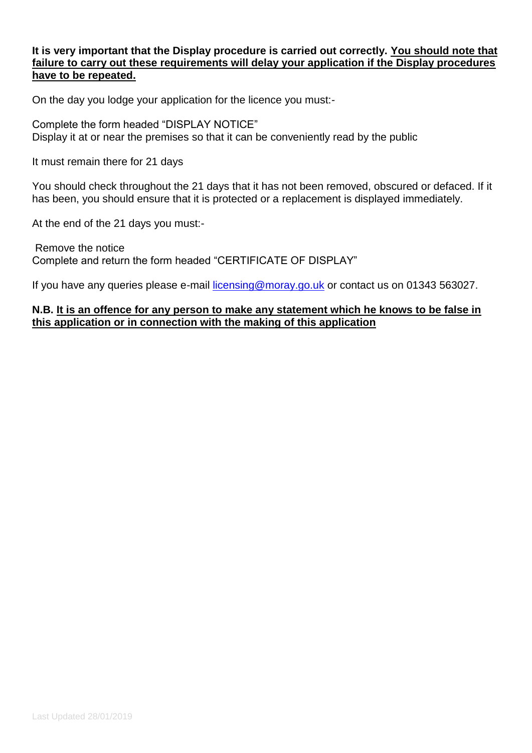**It is very important that the Display procedure is carried out correctly. <u>You should note that failure to carry out these requirements will delay your application if the Display procedures have to be repeated.</u>**

On the day you lodge your application for the licence you must:-

Complete the form headed "DISPLAY NOTICE"
Display it at or near the premises so that it can be conveniently read by the public

It must remain there for 21 days

You should check throughout the 21 days that it has not been removed, obscured or defaced. If it has been, you should ensure that it is protected or a replacement is displayed immediately.

At the end of the 21 days you must:-

Remove the notice
Complete and return the form headed "CERTIFICATE OF DISPLAY"

If you have any queries please e-mail licensing@moray.go.uk or contact us on 01343 563027.

**N.B. <u>It is an offence for any person to make any statement which he knows to be false in this application or in connection with the making of this application</u>**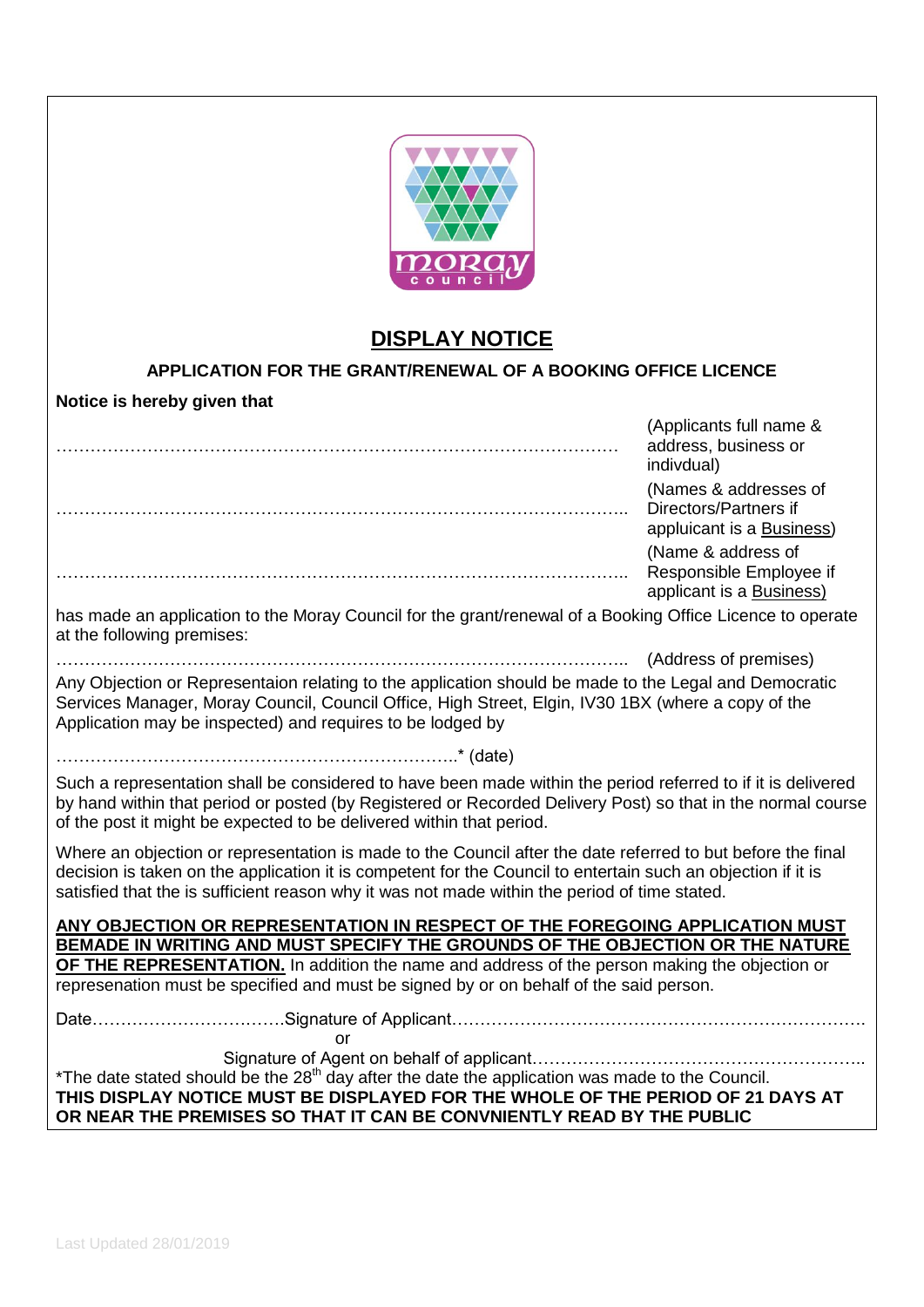# DISPLAY NOTICE

**APPLICATION FOR THE GRANT/RENEWAL OF A BOOKING OFFICE LICENCE**

**Notice is hereby given that**

……………………………………………………………………………………… (Applicants full name & address, business or indivdual)

……………………………………………………………………………………….. (Names & addresses of Directors/Partners if appluicant is a Business)

……………………………………………………………………………………….. (Name & address of Responsible Employee if applicant is a Business)

has made an application to the Moray Council for the grant/renewal of a Booking Office Licence to operate at the following premises:

……………………………………………………………………………………….. (Address of premises)

Any Objection or Representaion relating to the application should be made to the Legal and Democratic Services Manager, Moray Council, Council Office, High Street, Elgin, IV30 1BX (where a copy of the Application may be inspected) and requires to be lodged by

……………………………………………………………..* (date)

Such a representation shall be considered to have been made within the period referred to if it is delivered by hand within that period or posted (by Registered or Recorded Delivery Post) so that in the normal course of the post it might be expected to be delivered within that period.

Where an objection or representation is made to the Council after the date referred to but before the final decision is taken on the application it is competent for the Council to entertain such an objection if it is satisfied that the is sufficient reason why it was not made within the period of time stated.

**ANY OBJECTION OR REPRESENTATION IN RESPECT OF THE FOREGOING APPLICATION MUST BEMADE IN WRITING AND MUST SPECIFY THE GROUNDS OF THE OBJECTION OR THE NATURE OF THE REPRESENTATION.** In addition the name and address of the person making the objection or represenation must be specified and must be signed by or on behalf of the said person.

Date…………………………….Signature of Applicant……………………………………………………………….

or

Signature of Agent on behalf of applicant…………………………………………………..

*The date stated should be the 28th day after the date the application was made to the Council.

**THIS DISPLAY NOTICE MUST BE DISPLAYED FOR THE WHOLE OF THE PERIOD OF 21 DAYS AT OR NEAR THE PREMISES SO THAT IT CAN BE CONVNIENTLY READ BY THE PUBLIC**

Last Updated 28/01/2019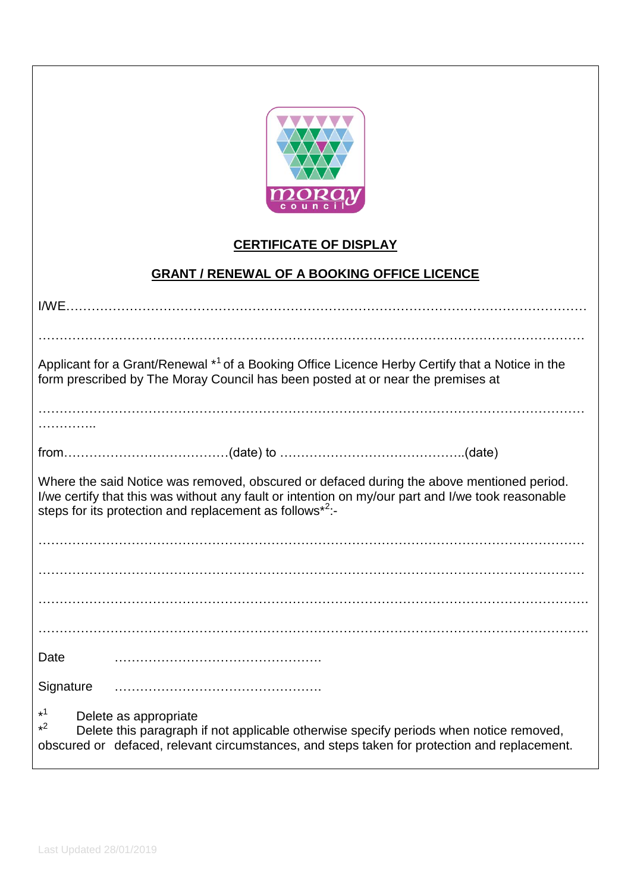## CERTIFICATE OF DISPLAY

## GRANT / RENEWAL OF A BOOKING OFFICE LICENCE

I/WE…………………………………………………………………………………………………………

……………………………………………………………………………………………………………

Applicant for a Grant/Renewal *[1] of a Booking Office Licence Herby Certify that a Notice in the form prescribed by The Moray Council has been posted at or near the premises at

…………………………………………………………………………………………………………… …………..

from…………………………………(date) to ……………………………………..(date)

Where the said Notice was removed, obscured or defaced during the above mentioned period. I/we certify that this was without any fault or intention on my/our part and I/we took reasonable steps for its protection and replacement as follows*[2]:-

……………………………………………………………………………………………………………

……………………………………………………………………………………………………………

……………………………………………………………………………………………………………

……………………………………………………………………………………………………………

Date ………………………………………….

Signature ………………………………………….

*[1] Delete as appropriate

*[2] Delete this paragraph if not applicable otherwise specify periods when notice removed, obscured or defaced, relevant circumstances, and steps taken for protection and replacement.

Last Updated 28/01/2019